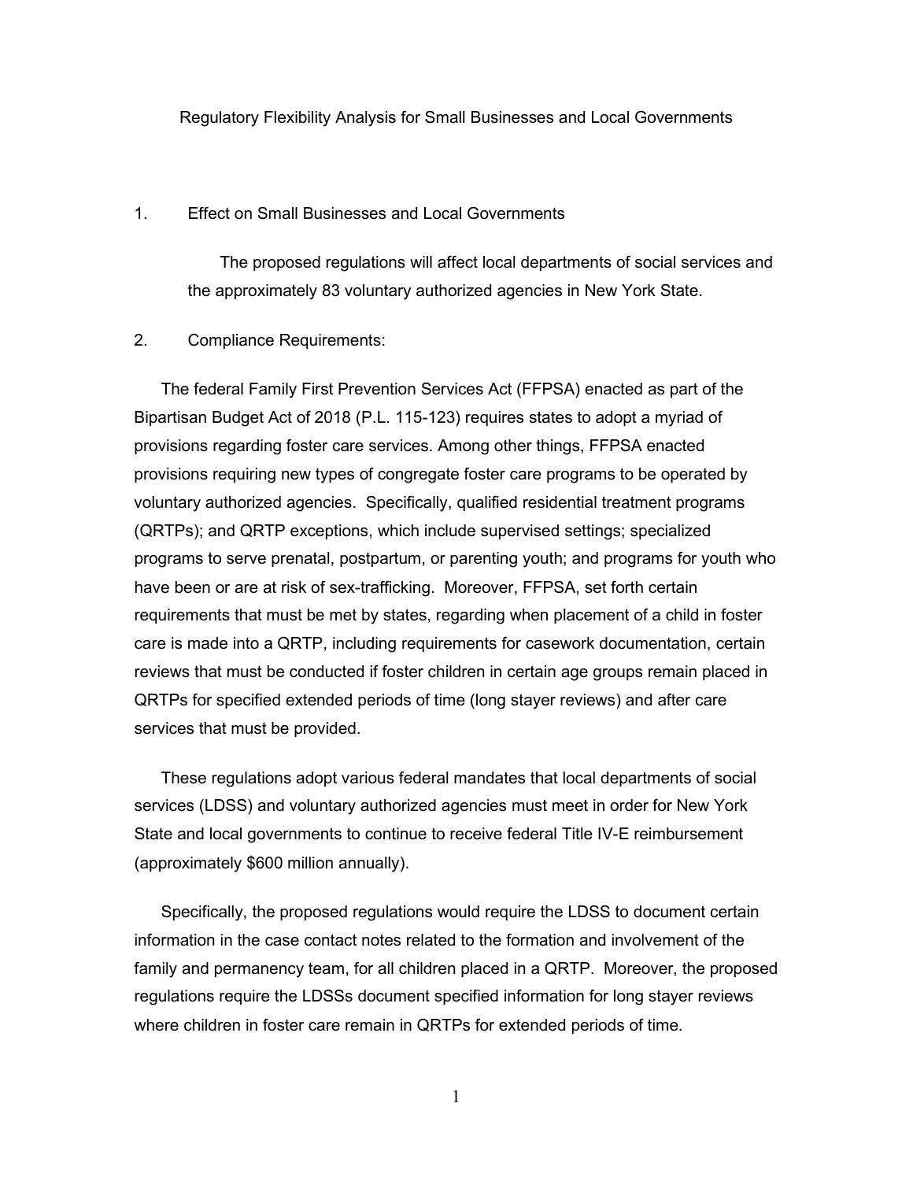# Regulatory Flexibility Analysis for Small Businesses and Local Governments

1. Effect on Small Businesses and Local Governments

   The proposed regulations will affect local departments of social services and the approximately 83 voluntary authorized agencies in New York State.

2. Compliance Requirements:

The federal Family First Prevention Services Act (FFPSA) enacted as part of the Bipartisan Budget Act of 2018 (P.L. 115-123) requires states to adopt a myriad of provisions regarding foster care services. Among other things, FFPSA enacted provisions requiring new types of congregate foster care programs to be operated by voluntary authorized agencies. Specifically, qualified residential treatment programs (QRTPs); and QRTP exceptions, which include supervised settings; specialized programs to serve prenatal, postpartum, or parenting youth; and programs for youth who have been or are at risk of sex-trafficking. Moreover, FFPSA, set forth certain requirements that must be met by states, regarding when placement of a child in foster care is made into a QRTP, including requirements for casework documentation, certain reviews that must be conducted if foster children in certain age groups remain placed in QRTPs for specified extended periods of time (long stayer reviews) and after care services that must be provided.

These regulations adopt various federal mandates that local departments of social services (LDSS) and voluntary authorized agencies must meet in order for New York State and local governments to continue to receive federal Title IV-E reimbursement (approximately $600 million annually).

Specifically, the proposed regulations would require the LDSS to document certain information in the case contact notes related to the formation and involvement of the family and permanency team, for all children placed in a QRTP. Moreover, the proposed regulations require the LDSSs document specified information for long stayer reviews where children in foster care remain in QRTPs for extended periods of time.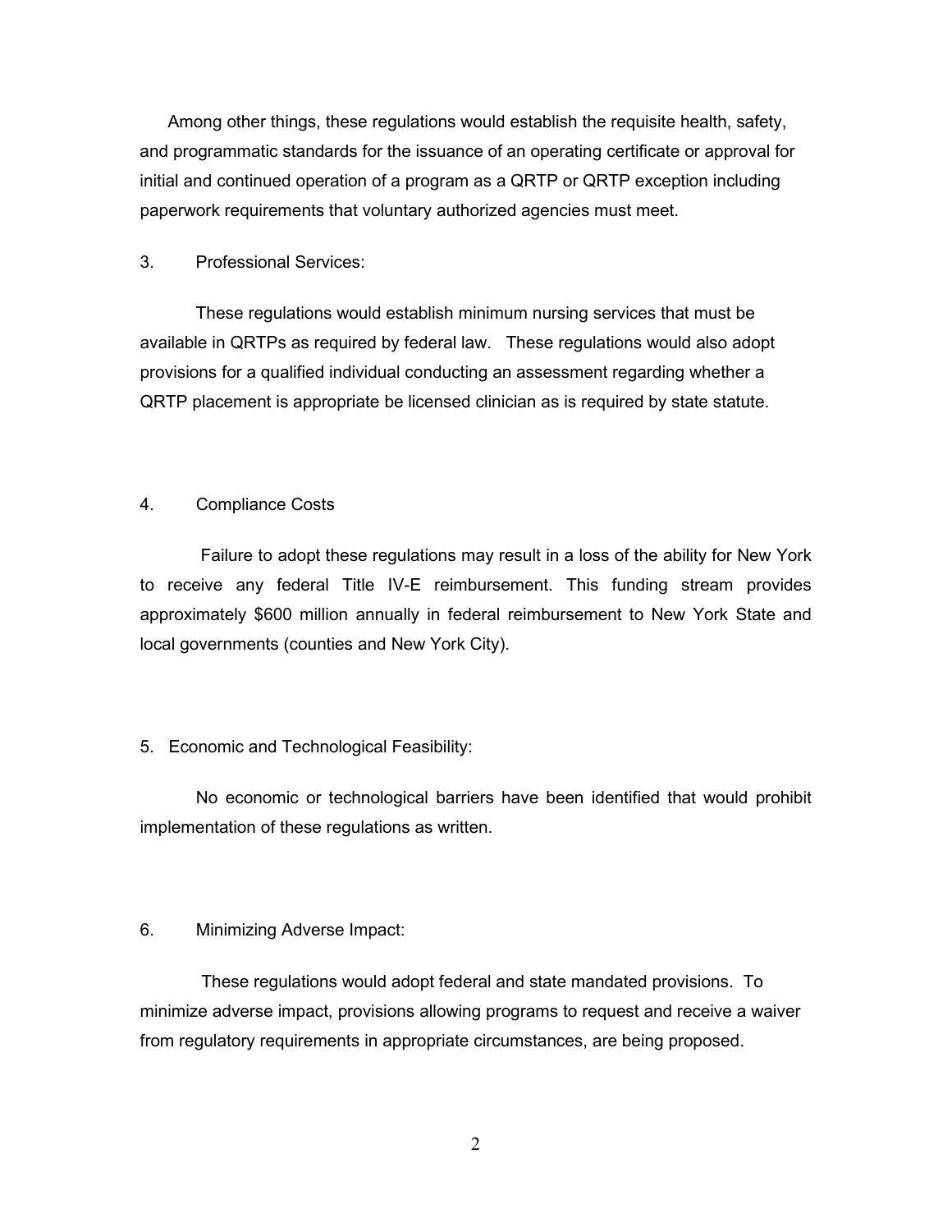Among other things, these regulations would establish the requisite health, safety, and programmatic standards for the issuance of an operating certificate or approval for initial and continued operation of a program as a QRTP or QRTP exception including paperwork requirements that voluntary authorized agencies must meet.

3. Professional Services:

These regulations would establish minimum nursing services that must be available in QRTPs as required by federal law. These regulations would also adopt provisions for a qualified individual conducting an assessment regarding whether a QRTP placement is appropriate be licensed clinician as is required by state statute.

4. Compliance Costs

Failure to adopt these regulations may result in a loss of the ability for New York to receive any federal Title IV-E reimbursement. This funding stream provides approximately $600 million annually in federal reimbursement to New York State and local governments (counties and New York City).

5. Economic and Technological Feasibility:

No economic or technological barriers have been identified that would prohibit implementation of these regulations as written.

6. Minimizing Adverse Impact:

These regulations would adopt federal and state mandated provisions. To minimize adverse impact, provisions allowing programs to request and receive a waiver from regulatory requirements in appropriate circumstances, are being proposed.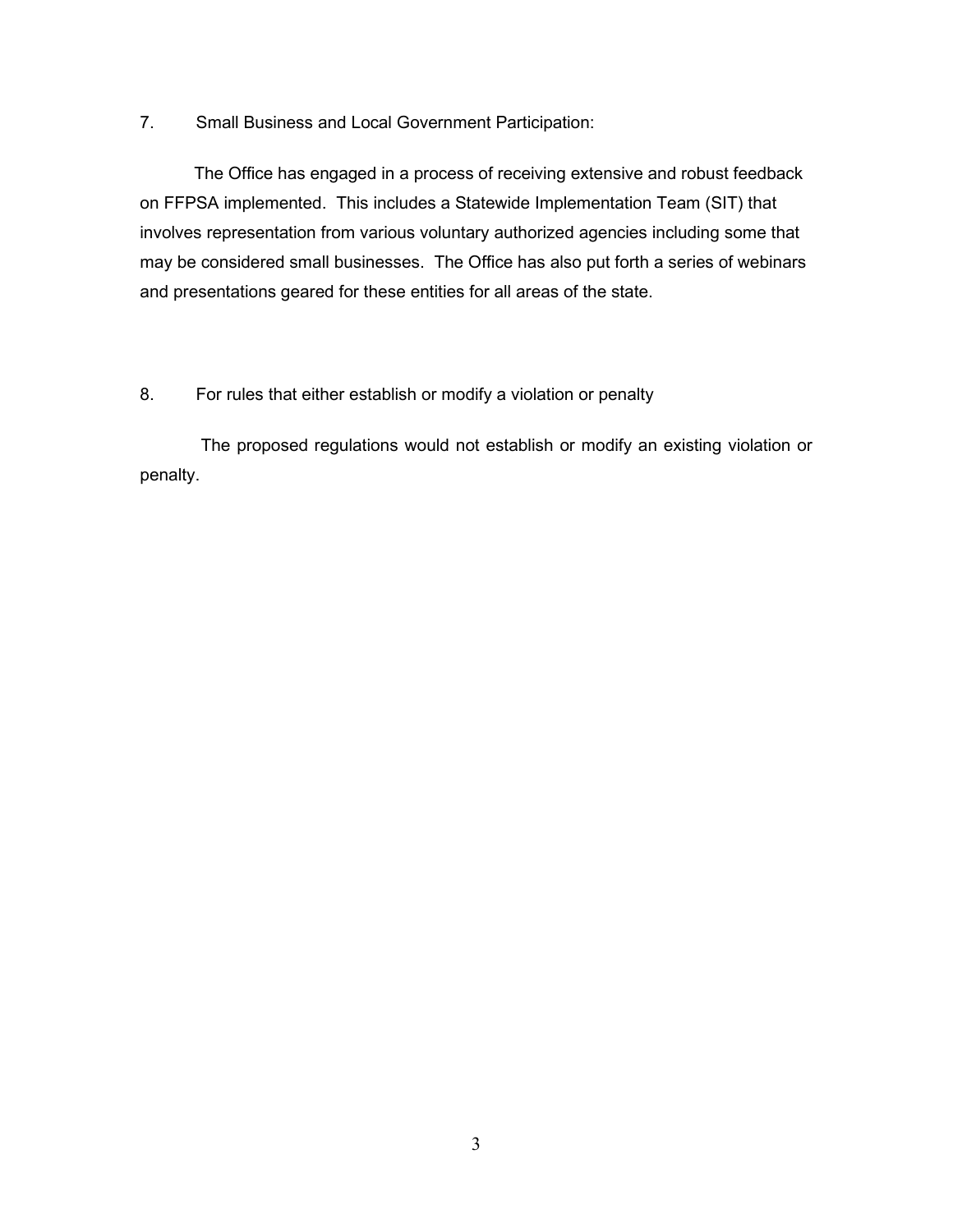7. Small Business and Local Government Participation:

The Office has engaged in a process of receiving extensive and robust feedback on FFPSA implemented. This includes a Statewide Implementation Team (SIT) that involves representation from various voluntary authorized agencies including some that may be considered small businesses. The Office has also put forth a series of webinars and presentations geared for these entities for all areas of the state.

8. For rules that either establish or modify a violation or penalty

The proposed regulations would not establish or modify an existing violation or penalty.